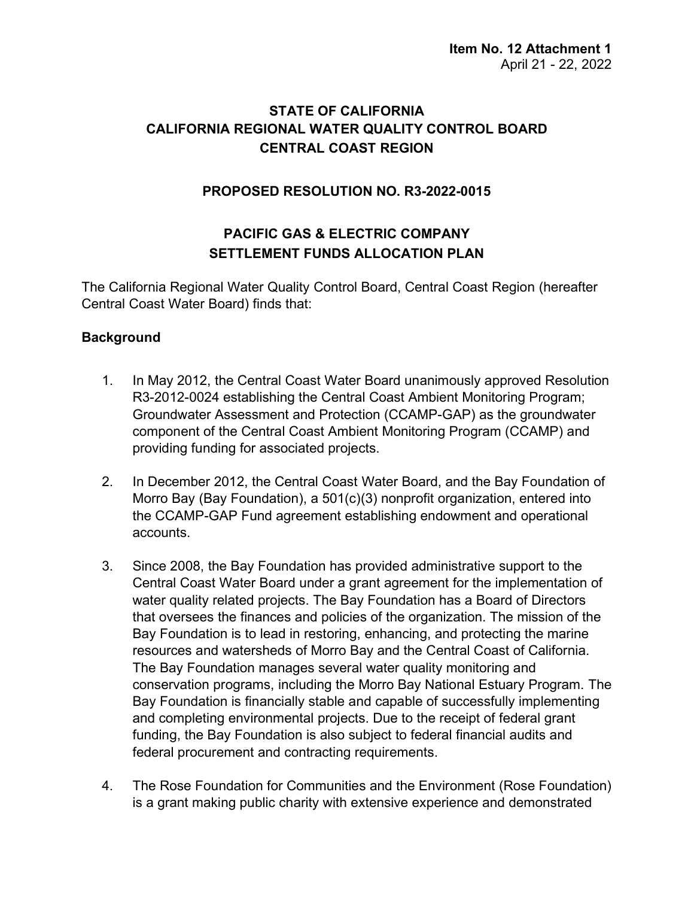**Item No. 12 Attachment 1**
April 21 - 22, 2022

# STATE OF CALIFORNIA
# CALIFORNIA REGIONAL WATER QUALITY CONTROL BOARD
# CENTRAL COAST REGION

## PROPOSED RESOLUTION NO. R3-2022-0015

## PACIFIC GAS & ELECTRIC COMPANY SETTLEMENT FUNDS ALLOCATION PLAN

The California Regional Water Quality Control Board, Central Coast Region (hereafter Central Coast Water Board) finds that:

### Background

1. In May 2012, the Central Coast Water Board unanimously approved Resolution R3-2012-0024 establishing the Central Coast Ambient Monitoring Program; Groundwater Assessment and Protection (CCAMP-GAP) as the groundwater component of the Central Coast Ambient Monitoring Program (CCAMP) and providing funding for associated projects.

2. In December 2012, the Central Coast Water Board, and the Bay Foundation of Morro Bay (Bay Foundation), a 501(c)(3) nonprofit organization, entered into the CCAMP-GAP Fund agreement establishing endowment and operational accounts.

3. Since 2008, the Bay Foundation has provided administrative support to the Central Coast Water Board under a grant agreement for the implementation of water quality related projects. The Bay Foundation has a Board of Directors that oversees the finances and policies of the organization. The mission of the Bay Foundation is to lead in restoring, enhancing, and protecting the marine resources and watersheds of Morro Bay and the Central Coast of California. The Bay Foundation manages several water quality monitoring and conservation programs, including the Morro Bay National Estuary Program. The Bay Foundation is financially stable and capable of successfully implementing and completing environmental projects. Due to the receipt of federal grant funding, the Bay Foundation is also subject to federal financial audits and federal procurement and contracting requirements.

4. The Rose Foundation for Communities and the Environment (Rose Foundation) is a grant making public charity with extensive experience and demonstrated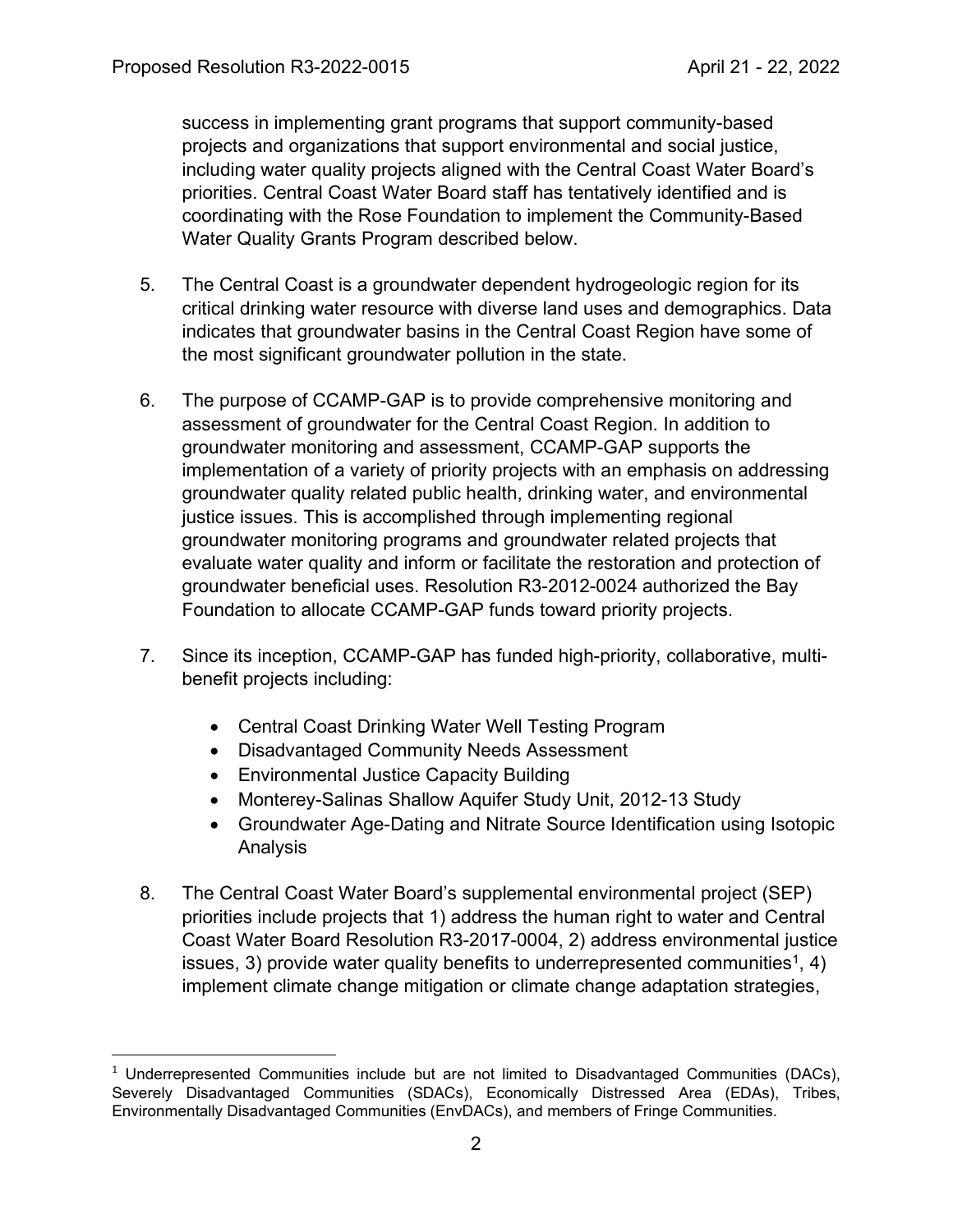success in implementing grant programs that support community-based projects and organizations that support environmental and social justice, including water quality projects aligned with the Central Coast Water Board's priorities. Central Coast Water Board staff has tentatively identified and is coordinating with the Rose Foundation to implement the Community-Based Water Quality Grants Program described below.

5. The Central Coast is a groundwater dependent hydrogeologic region for its critical drinking water resource with diverse land uses and demographics. Data indicates that groundwater basins in the Central Coast Region have some of the most significant groundwater pollution in the state.

6. The purpose of CCAMP-GAP is to provide comprehensive monitoring and assessment of groundwater for the Central Coast Region. In addition to groundwater monitoring and assessment, CCAMP-GAP supports the implementation of a variety of priority projects with an emphasis on addressing groundwater quality related public health, drinking water, and environmental justice issues. This is accomplished through implementing regional groundwater monitoring programs and groundwater related projects that evaluate water quality and inform or facilitate the restoration and protection of groundwater beneficial uses. Resolution R3-2012-0024 authorized the Bay Foundation to allocate CCAMP-GAP funds toward priority projects.

7. Since its inception, CCAMP-GAP has funded high-priority, collaborative, multi-benefit projects including:

    - Central Coast Drinking Water Well Testing Program
    - Disadvantaged Community Needs Assessment
    - Environmental Justice Capacity Building
    - Monterey-Salinas Shallow Aquifer Study Unit, 2012-13 Study
    - Groundwater Age-Dating and Nitrate Source Identification using Isotopic Analysis

8. The Central Coast Water Board's supplemental environmental project (SEP) priorities include projects that 1) address the human right to water and Central Coast Water Board Resolution R3-2017-0004, 2) address environmental justice issues, 3) provide water quality benefits to underrepresented communities[1], 4) implement climate change mitigation or climate change adaptation strategies,

[1] Underrepresented Communities include but are not limited to Disadvantaged Communities (DACs), Severely Disadvantaged Communities (SDACs), Economically Distressed Area (EDAs), Tribes, Environmentally Disadvantaged Communities (EnvDACs), and members of Fringe Communities.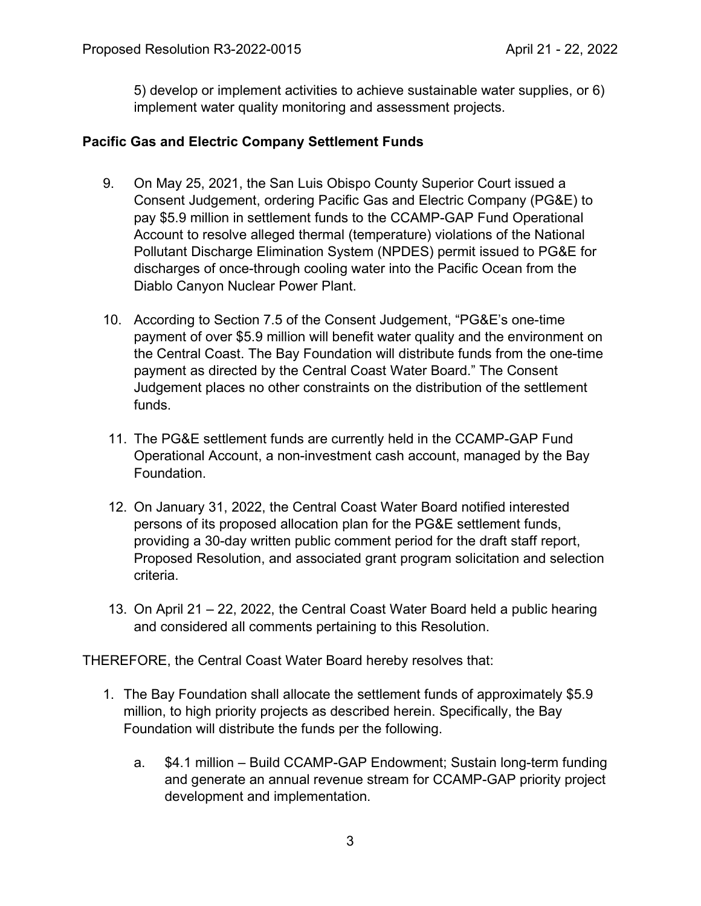5) develop or implement activities to achieve sustainable water supplies, or 6) implement water quality monitoring and assessment projects.

## Pacific Gas and Electric Company Settlement Funds

9. On May 25, 2021, the San Luis Obispo County Superior Court issued a Consent Judgement, ordering Pacific Gas and Electric Company (PG&E) to pay $5.9 million in settlement funds to the CCAMP-GAP Fund Operational Account to resolve alleged thermal (temperature) violations of the National Pollutant Discharge Elimination System (NPDES) permit issued to PG&E for discharges of once-through cooling water into the Pacific Ocean from the Diablo Canyon Nuclear Power Plant.

10. According to Section 7.5 of the Consent Judgement, "PG&E's one-time payment of over $5.9 million will benefit water quality and the environment on the Central Coast. The Bay Foundation will distribute funds from the one-time payment as directed by the Central Coast Water Board." The Consent Judgement places no other constraints on the distribution of the settlement funds.

11. The PG&E settlement funds are currently held in the CCAMP-GAP Fund Operational Account, a non-investment cash account, managed by the Bay Foundation.

12. On January 31, 2022, the Central Coast Water Board notified interested persons of its proposed allocation plan for the PG&E settlement funds, providing a 30-day written public comment period for the draft staff report, Proposed Resolution, and associated grant program solicitation and selection criteria.

13. On April 21 – 22, 2022, the Central Coast Water Board held a public hearing and considered all comments pertaining to this Resolution.

THEREFORE, the Central Coast Water Board hereby resolves that:

1. The Bay Foundation shall allocate the settlement funds of approximately $5.9 million, to high priority projects as described herein. Specifically, the Bay Foundation will distribute the funds per the following.

    a. $4.1 million – Build CCAMP-GAP Endowment; Sustain long-term funding and generate an annual revenue stream for CCAMP-GAP priority project development and implementation.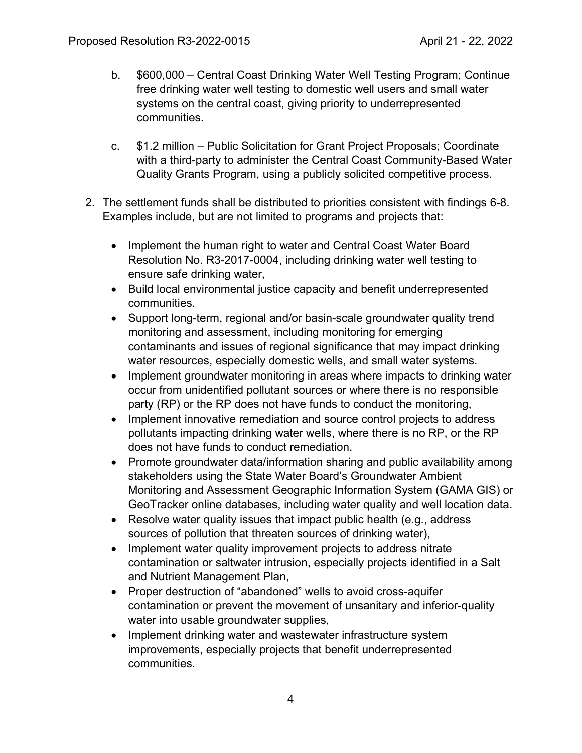b. $600,000 – Central Coast Drinking Water Well Testing Program; Continue free drinking water well testing to domestic well users and small water systems on the central coast, giving priority to underrepresented communities.

c. $1.2 million – Public Solicitation for Grant Project Proposals; Coordinate with a third-party to administer the Central Coast Community-Based Water Quality Grants Program, using a publicly solicited competitive process.

2. The settlement funds shall be distributed to priorities consistent with findings 6-8. Examples include, but are not limited to programs and projects that:

    - Implement the human right to water and Central Coast Water Board Resolution No. R3-2017-0004, including drinking water well testing to ensure safe drinking water,
    - Build local environmental justice capacity and benefit underrepresented communities.
    - Support long-term, regional and/or basin-scale groundwater quality trend monitoring and assessment, including monitoring for emerging contaminants and issues of regional significance that may impact drinking water resources, especially domestic wells, and small water systems.
    - Implement groundwater monitoring in areas where impacts to drinking water occur from unidentified pollutant sources or where there is no responsible party (RP) or the RP does not have funds to conduct the monitoring,
    - Implement innovative remediation and source control projects to address pollutants impacting drinking water wells, where there is no RP, or the RP does not have funds to conduct remediation.
    - Promote groundwater data/information sharing and public availability among stakeholders using the State Water Board's Groundwater Ambient Monitoring and Assessment Geographic Information System (GAMA GIS) or GeoTracker online databases, including water quality and well location data.
    - Resolve water quality issues that impact public health (e.g., address sources of pollution that threaten sources of drinking water),
    - Implement water quality improvement projects to address nitrate contamination or saltwater intrusion, especially projects identified in a Salt and Nutrient Management Plan,
    - Proper destruction of "abandoned" wells to avoid cross-aquifer contamination or prevent the movement of unsanitary and inferior-quality water into usable groundwater supplies,
    - Implement drinking water and wastewater infrastructure system improvements, especially projects that benefit underrepresented communities.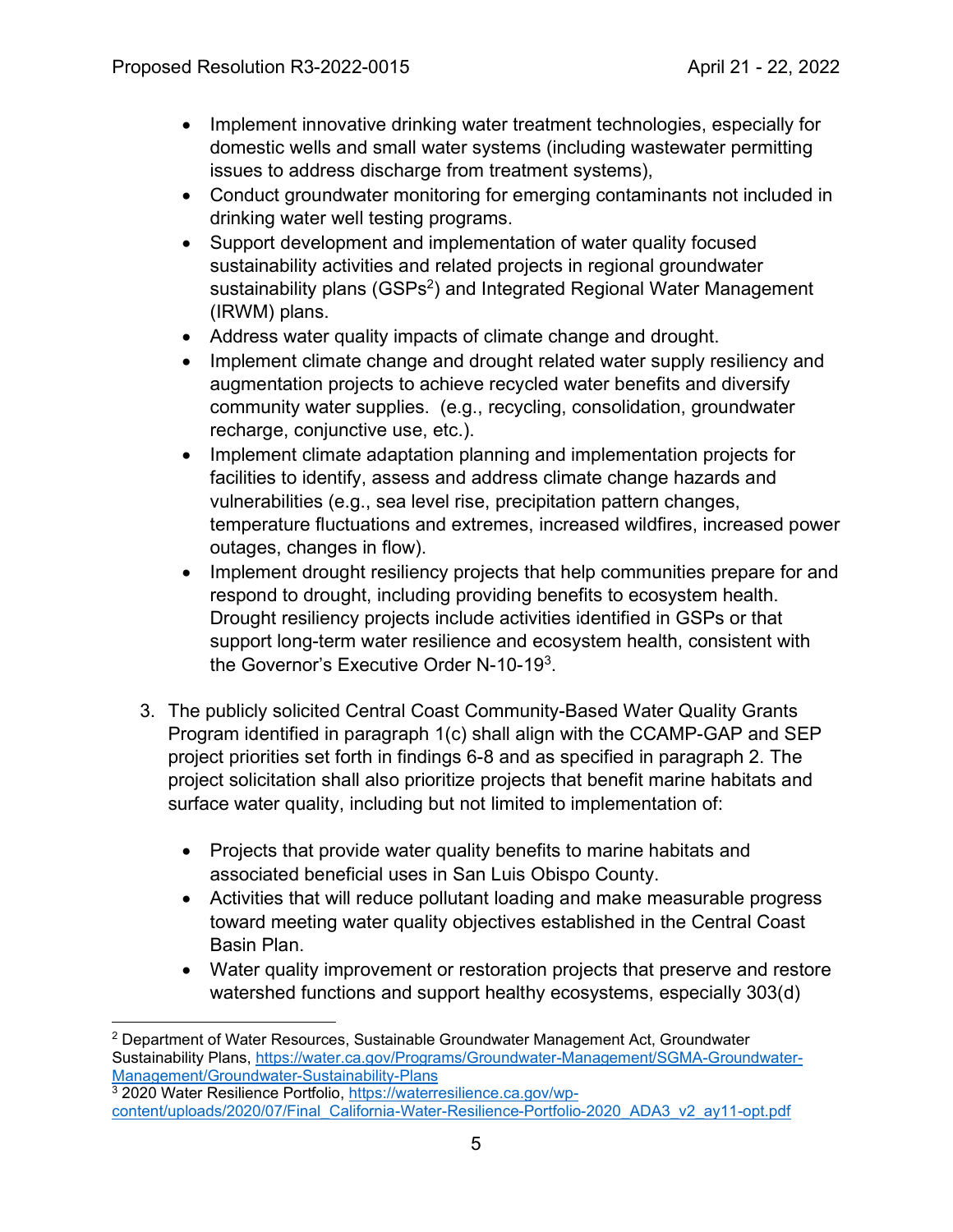- Implement innovative drinking water treatment technologies, especially for domestic wells and small water systems (including wastewater permitting issues to address discharge from treatment systems),
- Conduct groundwater monitoring for emerging contaminants not included in drinking water well testing programs.
- Support development and implementation of water quality focused sustainability activities and related projects in regional groundwater sustainability plans (GSPs[2]) and Integrated Regional Water Management (IRWM) plans.
- Address water quality impacts of climate change and drought.
- Implement climate change and drought related water supply resiliency and augmentation projects to achieve recycled water benefits and diversify community water supplies. (e.g., recycling, consolidation, groundwater recharge, conjunctive use, etc.).
- Implement climate adaptation planning and implementation projects for facilities to identify, assess and address climate change hazards and vulnerabilities (e.g., sea level rise, precipitation pattern changes, temperature fluctuations and extremes, increased wildfires, increased power outages, changes in flow).
- Implement drought resiliency projects that help communities prepare for and respond to drought, including providing benefits to ecosystem health. Drought resiliency projects include activities identified in GSPs or that support long-term water resilience and ecosystem health, consistent with the Governor's Executive Order N-10-19[3].

3. The publicly solicited Central Coast Community-Based Water Quality Grants Program identified in paragraph 1(c) shall align with the CCAMP-GAP and SEP project priorities set forth in findings 6-8 and as specified in paragraph 2. The project solicitation shall also prioritize projects that benefit marine habitats and surface water quality, including but not limited to implementation of:

   - Projects that provide water quality benefits to marine habitats and associated beneficial uses in San Luis Obispo County.
   - Activities that will reduce pollutant loading and make measurable progress toward meeting water quality objectives established in the Central Coast Basin Plan.
   - Water quality improvement or restoration projects that preserve and restore watershed functions and support healthy ecosystems, especially 303(d)

---

[2] Department of Water Resources, Sustainable Groundwater Management Act, Groundwater Sustainability Plans, https://water.ca.gov/Programs/Groundwater-Management/SGMA-Groundwater-Management/Groundwater-Sustainability-Plans

[3] 2020 Water Resilience Portfolio, https://waterresilience.ca.gov/wp-content/uploads/2020/07/Final_California-Water-Resilience-Portfolio-2020_ADA3_v2_ay11-opt.pdf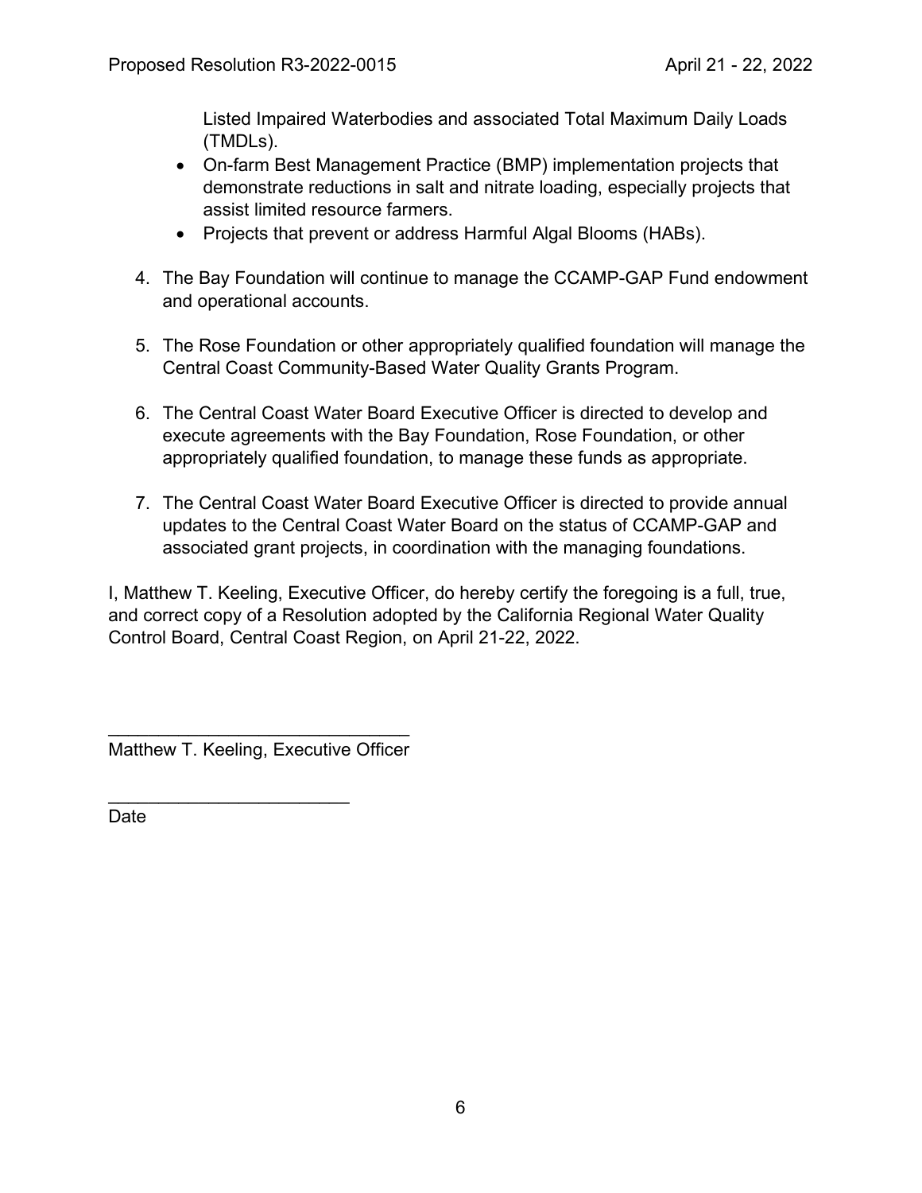Listed Impaired Waterbodies and associated Total Maximum Daily Loads (TMDLs).

- On-farm Best Management Practice (BMP) implementation projects that demonstrate reductions in salt and nitrate loading, especially projects that assist limited resource farmers.
- Projects that prevent or address Harmful Algal Blooms (HABs).

4. The Bay Foundation will continue to manage the CCAMP-GAP Fund endowment and operational accounts.

5. The Rose Foundation or other appropriately qualified foundation will manage the Central Coast Community-Based Water Quality Grants Program.

6. The Central Coast Water Board Executive Officer is directed to develop and execute agreements with the Bay Foundation, Rose Foundation, or other appropriately qualified foundation, to manage these funds as appropriate.

7. The Central Coast Water Board Executive Officer is directed to provide annual updates to the Central Coast Water Board on the status of CCAMP-GAP and associated grant projects, in coordination with the managing foundations.

I, Matthew T. Keeling, Executive Officer, do hereby certify the foregoing is a full, true, and correct copy of a Resolution adopted by the California Regional Water Quality Control Board, Central Coast Region, on April 21-22, 2022.

\_\_\_\_\_\_\_\_\_\_\_\_\_\_\_\_\_\_\_\_\_\_\_\_\_\_\_\_\_\_
Matthew T. Keeling, Executive Officer

\_\_\_\_\_\_\_\_\_\_\_\_\_\_\_\_\_\_\_\_\_\_\_\_\_
Date